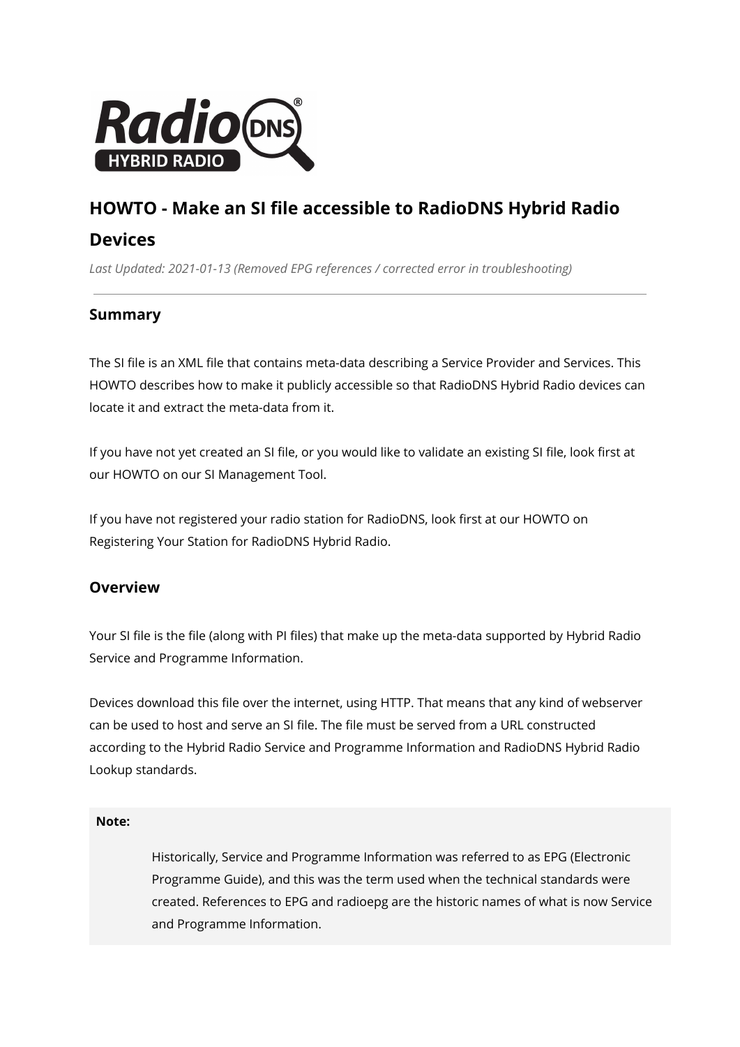# HOWTO - Make an SI file accessible to RadioDNS Hybrid Radio Devices

*Last Updated: 2021-01-13 (Removed EPG references / corrected error in troubleshooting)*

---

## Summary

The SI file is an XML file that contains meta-data describing a Service Provider and Services. This HOWTO describes how to make it publicly accessible so that RadioDNS Hybrid Radio devices can locate it and extract the meta-data from it.

If you have not yet created an SI file, or you would like to validate an existing SI file, look first at our HOWTO on our SI Management Tool.

If you have not registered your radio station for RadioDNS, look first at our HOWTO on Registering Your Station for RadioDNS Hybrid Radio.

## Overview

Your SI file is the file (along with PI files) that make up the meta-data supported by Hybrid Radio Service and Programme Information.

Devices download this file over the internet, using HTTP. That means that any kind of webserver can be used to host and serve an SI file. The file must be served from a URL constructed according to the Hybrid Radio Service and Programme Information and RadioDNS Hybrid Radio Lookup standards.

> **Note:**
>
> Historically, Service and Programme Information was referred to as EPG (Electronic Programme Guide), and this was the term used when the technical standards were created. References to EPG and radioepg are the historic names of what is now Service and Programme Information.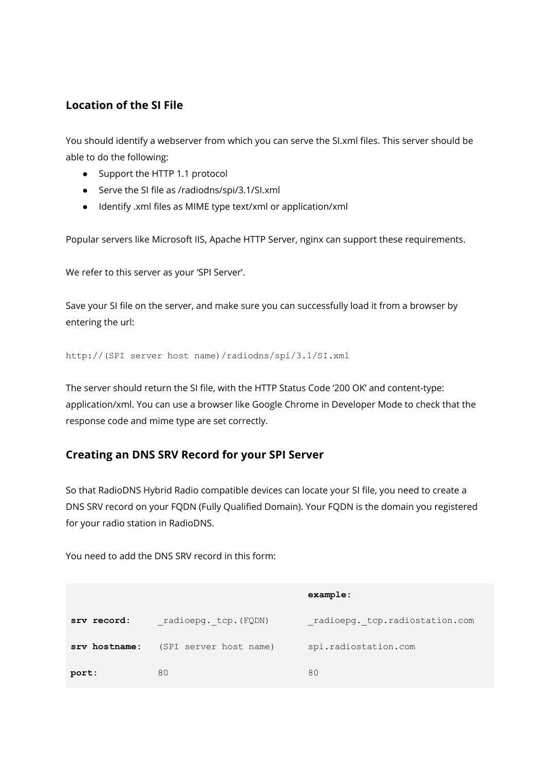## Location of the SI File

You should identify a webserver from which you can serve the SI.xml files. This server should be able to do the following:

- Support the HTTP 1.1 protocol
- Serve the SI file as /radiodns/spi/3.1/SI.xml
- Identify .xml files as MIME type text/xml or application/xml

Popular servers like Microsoft IIS, Apache HTTP Server, nginx can support these requirements.

We refer to this server as your 'SPI Server'.

Save your SI file on the server, and make sure you can successfully load it from a browser by entering the url:

```
http://(SPI server host name)/radiodns/spi/3.1/SI.xml
```

The server should return the SI file, with the HTTP Status Code '200 OK' and content-type: application/xml. You can use a browser like Google Chrome in Developer Mode to check that the response code and mime type are set correctly.

## Creating an DNS SRV Record for your SPI Server

So that RadioDNS Hybrid Radio compatible devices can locate your SI file, you need to create a DNS SRV record on your FQDN (Fully Qualified Domain). Your FQDN is the domain you registered for your radio station in RadioDNS.

You need to add the DNS SRV record in this form:

| | | **example:** |
|---|---|---|
| **srv record:** | _radioepg._tcp.(FQDN) | _radioepg._tcp.radiostation.com |
| **srv hostname:** | (SPI server host name) | spi.radiostation.com |
| **port:** | 80 | 80 |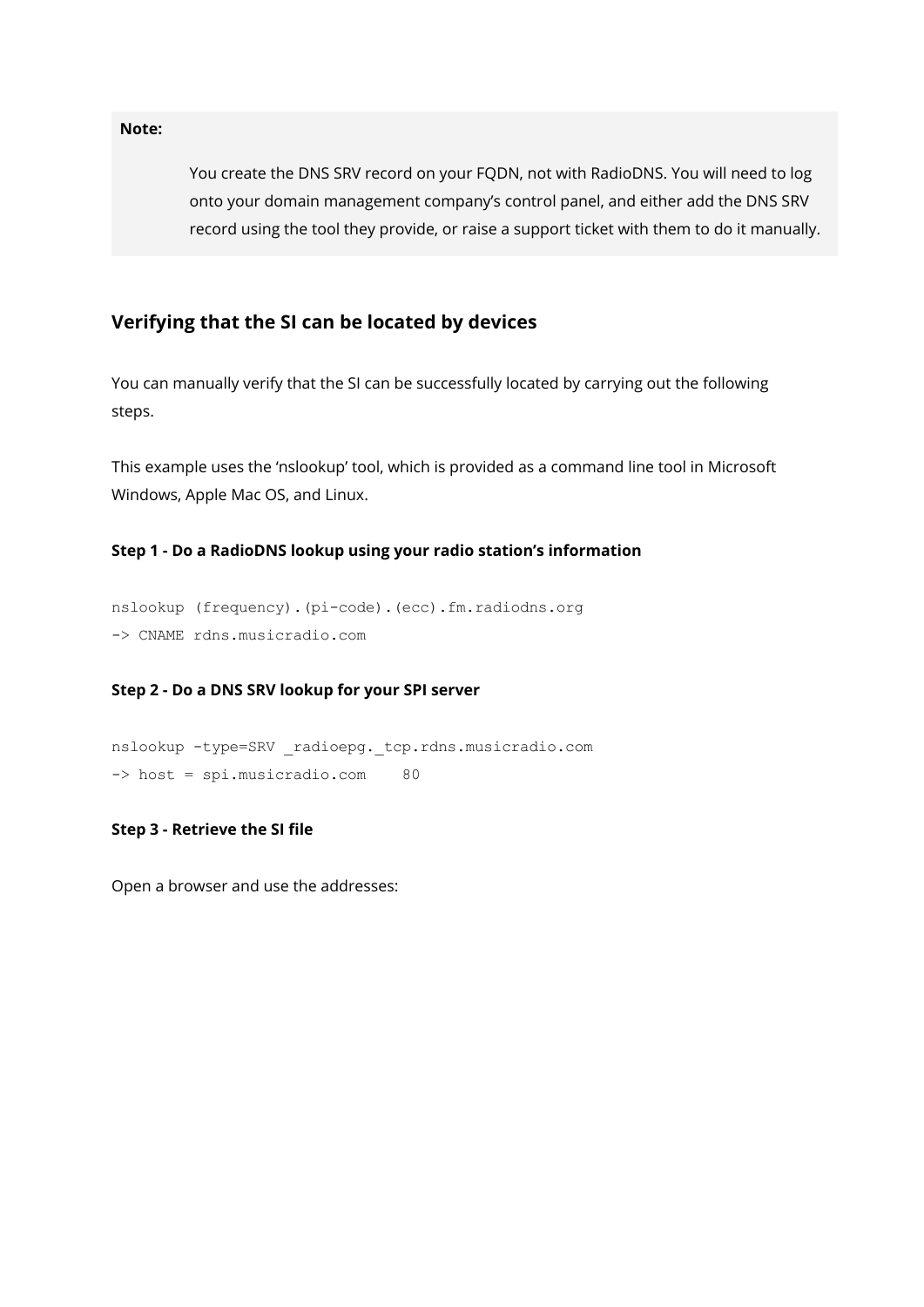> **Note:**
>
> You create the DNS SRV record on your FQDN, not with RadioDNS. You will need to log onto your domain management company's control panel, and either add the DNS SRV record using the tool they provide, or raise a support ticket with them to do it manually.

## Verifying that the SI can be located by devices

You can manually verify that the SI can be successfully located by carrying out the following steps.

This example uses the 'nslookup' tool, which is provided as a command line tool in Microsoft Windows, Apple Mac OS, and Linux.

#### Step 1 - Do a RadioDNS lookup using your radio station's information

```
nslookup (frequency).(pi-code).(ecc).fm.radiodns.org
-> CNAME rdns.musicradio.com
```

#### Step 2 - Do a DNS SRV lookup for your SPI server

```
nslookup -type=SRV _radioepg._tcp.rdns.musicradio.com
-> host = spi.musicradio.com    80
```

#### Step 3 - Retrieve the SI file

Open a browser and use the addresses: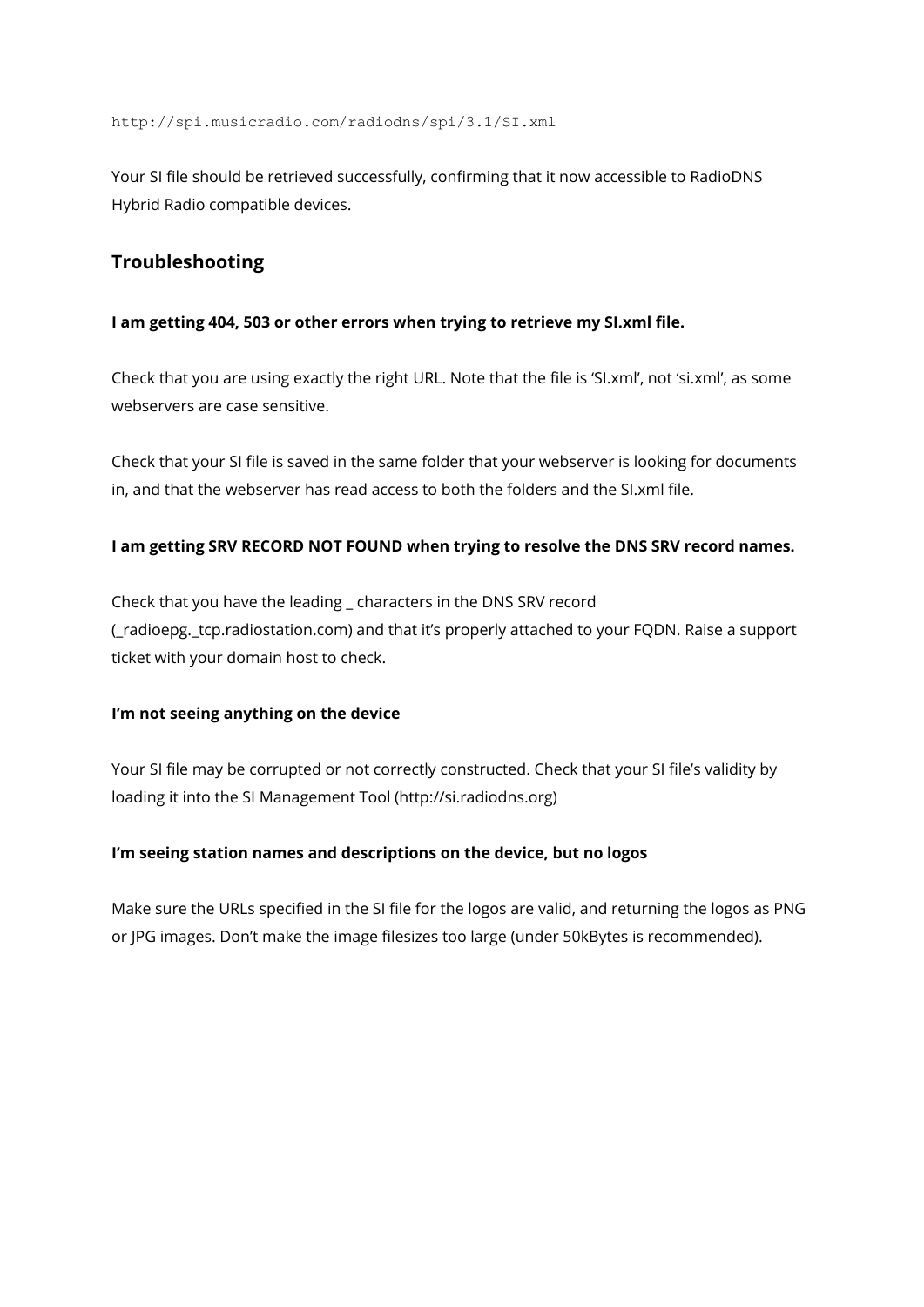```
http://spi.musicradio.com/radiodns/spi/3.1/SI.xml
```

Your SI file should be retrieved successfully, confirming that it now accessible to RadioDNS Hybrid Radio compatible devices.

## Troubleshooting

**I am getting 404, 503 or other errors when trying to retrieve my SI.xml file.**

Check that you are using exactly the right URL. Note that the file is 'SI.xml', not 'si.xml', as some webservers are case sensitive.

Check that your SI file is saved in the same folder that your webserver is looking for documents in, and that the webserver has read access to both the folders and the SI.xml file.

**I am getting SRV RECORD NOT FOUND when trying to resolve the DNS SRV record names.**

Check that you have the leading _ characters in the DNS SRV record (_radioepg._tcp.radiostation.com) and that it's properly attached to your FQDN. Raise a support ticket with your domain host to check.

**I'm not seeing anything on the device**

Your SI file may be corrupted or not correctly constructed. Check that your SI file's validity by loading it into the SI Management Tool (http://si.radiodns.org)

**I'm seeing station names and descriptions on the device, but no logos**

Make sure the URLs specified in the SI file for the logos are valid, and returning the logos as PNG or JPG images. Don't make the image filesizes too large (under 50kBytes is recommended).